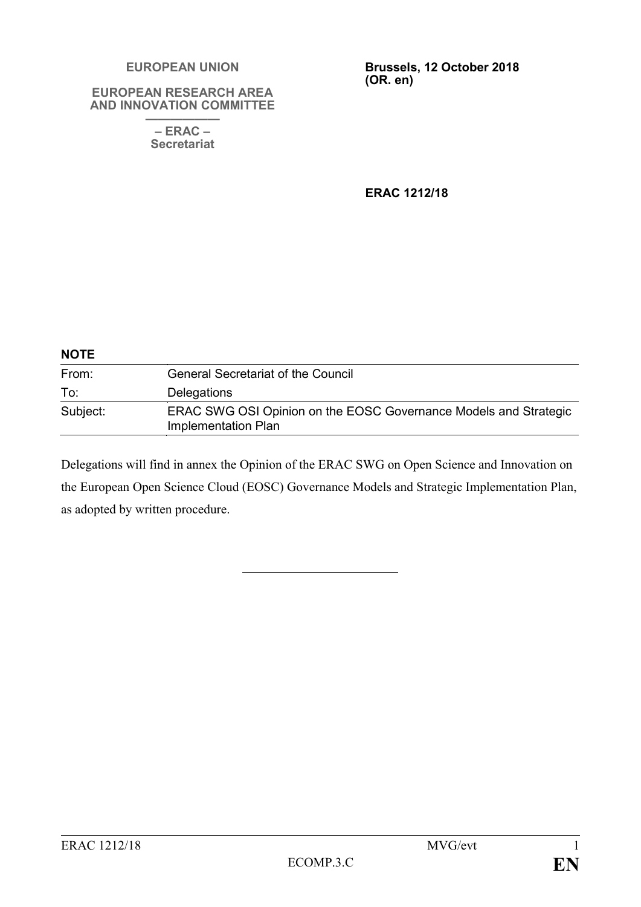**EUROPEAN UNION**

**EUROPEAN RESEARCH AREA AND INNOVATION COMMITTEE**

**– ERAC –**
**Secretariat**

**Brussels, 12 October 2018**
**(OR. en)**

**ERAC 1212/18**

**NOTE**

| | |
|---|---|
| From: | General Secretariat of the Council |
| To: | Delegations |
| Subject: | ERAC SWG OSI Opinion on the EOSC Governance Models and Strategic Implementation Plan |

Delegations will find in annex the Opinion of the ERAC SWG on Open Science and Innovation on the European Open Science Cloud (EOSC) Governance Models and Strategic Implementation Plan, as adopted by written procedure.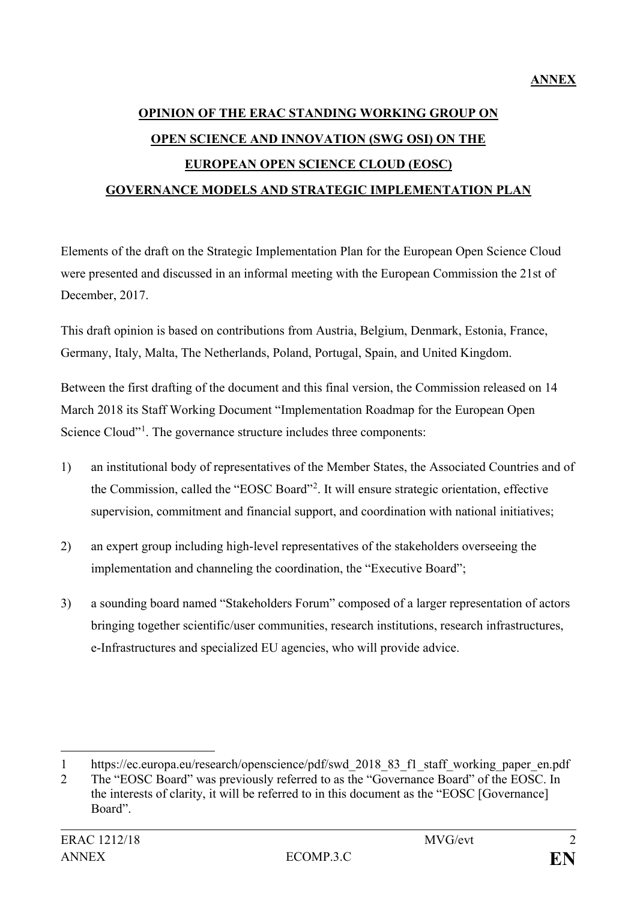**ANNEX**

# OPINION OF THE ERAC STANDING WORKING GROUP ON OPEN SCIENCE AND INNOVATION (SWG OSI) ON THE EUROPEAN OPEN SCIENCE CLOUD (EOSC) GOVERNANCE MODELS AND STRATEGIC IMPLEMENTATION PLAN

Elements of the draft on the Strategic Implementation Plan for the European Open Science Cloud were presented and discussed in an informal meeting with the European Commission the 21st of December, 2017.

This draft opinion is based on contributions from Austria, Belgium, Denmark, Estonia, France, Germany, Italy, Malta, The Netherlands, Poland, Portugal, Spain, and United Kingdom.

Between the first drafting of the document and this final version, the Commission released on 14 March 2018 its Staff Working Document "Implementation Roadmap for the European Open Science Cloud"[1]. The governance structure includes three components:

1) an institutional body of representatives of the Member States, the Associated Countries and of the Commission, called the "EOSC Board"[2]. It will ensure strategic orientation, effective supervision, commitment and financial support, and coordination with national initiatives;

2) an expert group including high-level representatives of the stakeholders overseeing the implementation and channeling the coordination, the "Executive Board";

3) a sounding board named "Stakeholders Forum" composed of a larger representation of actors bringing together scientific/user communities, research institutions, research infrastructures, e-Infrastructures and specialized EU agencies, who will provide advice.

---

1 https://ec.europa.eu/research/openscience/pdf/swd_2018_83_f1_staff_working_paper_en.pdf

2 The "EOSC Board" was previously referred to as the "Governance Board" of the EOSC. In the interests of clarity, it will be referred to in this document as the "EOSC [Governance] Board".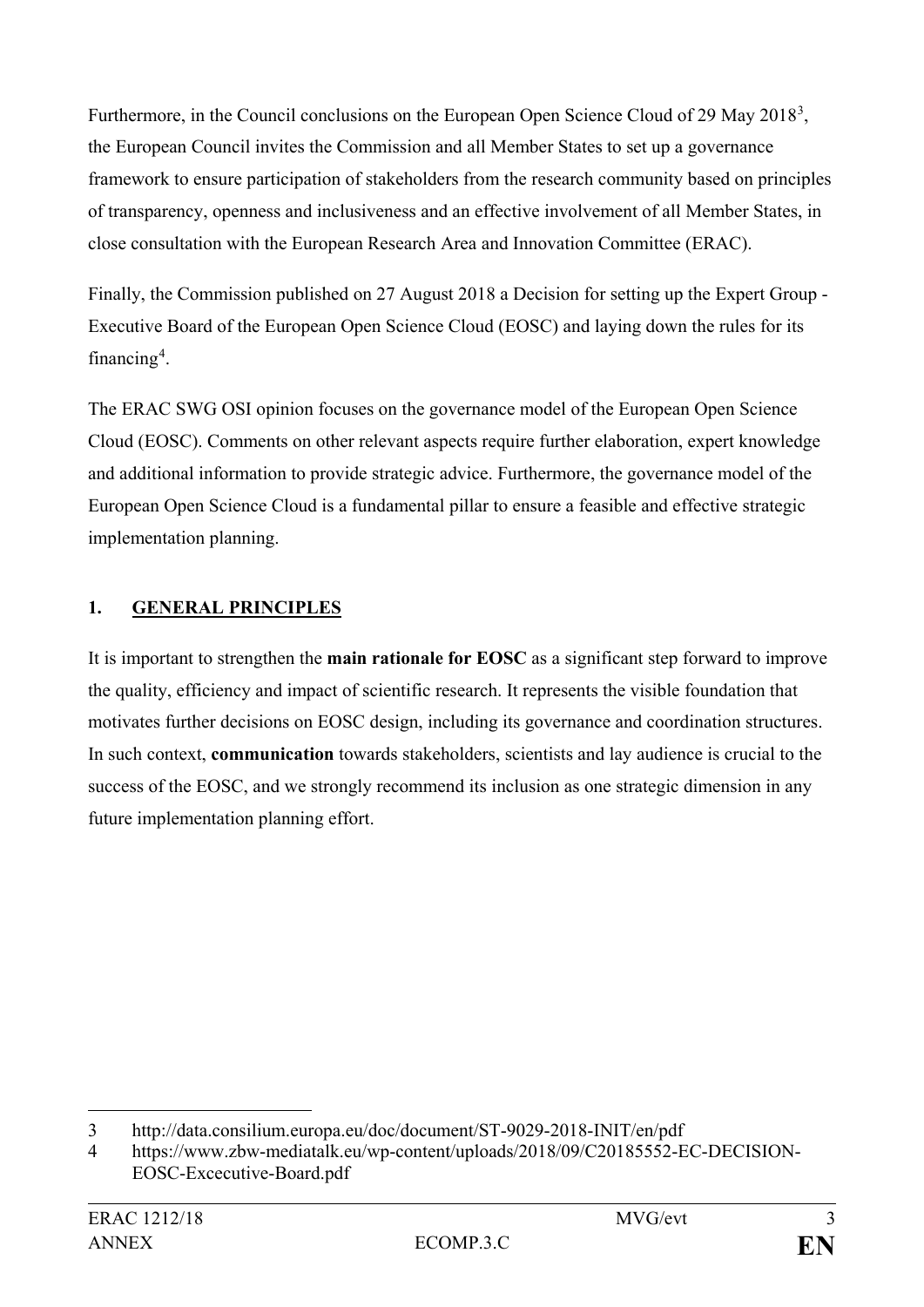Furthermore, in the Council conclusions on the European Open Science Cloud of 29 May 2018[3], the European Council invites the Commission and all Member States to set up a governance framework to ensure participation of stakeholders from the research community based on principles of transparency, openness and inclusiveness and an effective involvement of all Member States, in close consultation with the European Research Area and Innovation Committee (ERAC).

Finally, the Commission published on 27 August 2018 a Decision for setting up the Expert Group - Executive Board of the European Open Science Cloud (EOSC) and laying down the rules for its financing[4].

The ERAC SWG OSI opinion focuses on the governance model of the European Open Science Cloud (EOSC). Comments on other relevant aspects require further elaboration, expert knowledge and additional information to provide strategic advice. Furthermore, the governance model of the European Open Science Cloud is a fundamental pillar to ensure a feasible and effective strategic implementation planning.

## 1. GENERAL PRINCIPLES

It is important to strengthen the **main rationale for EOSC** as a significant step forward to improve the quality, efficiency and impact of scientific research. It represents the visible foundation that motivates further decisions on EOSC design, including its governance and coordination structures. In such context, **communication** towards stakeholders, scientists and lay audience is crucial to the success of the EOSC, and we strongly recommend its inclusion as one strategic dimension in any future implementation planning effort.

---

3 http://data.consilium.europa.eu/doc/document/ST-9029-2018-INIT/en/pdf

4 https://www.zbw-mediatalk.eu/wp-content/uploads/2018/09/C20185552-EC-DECISION-EOSC-Excecutive-Board.pdf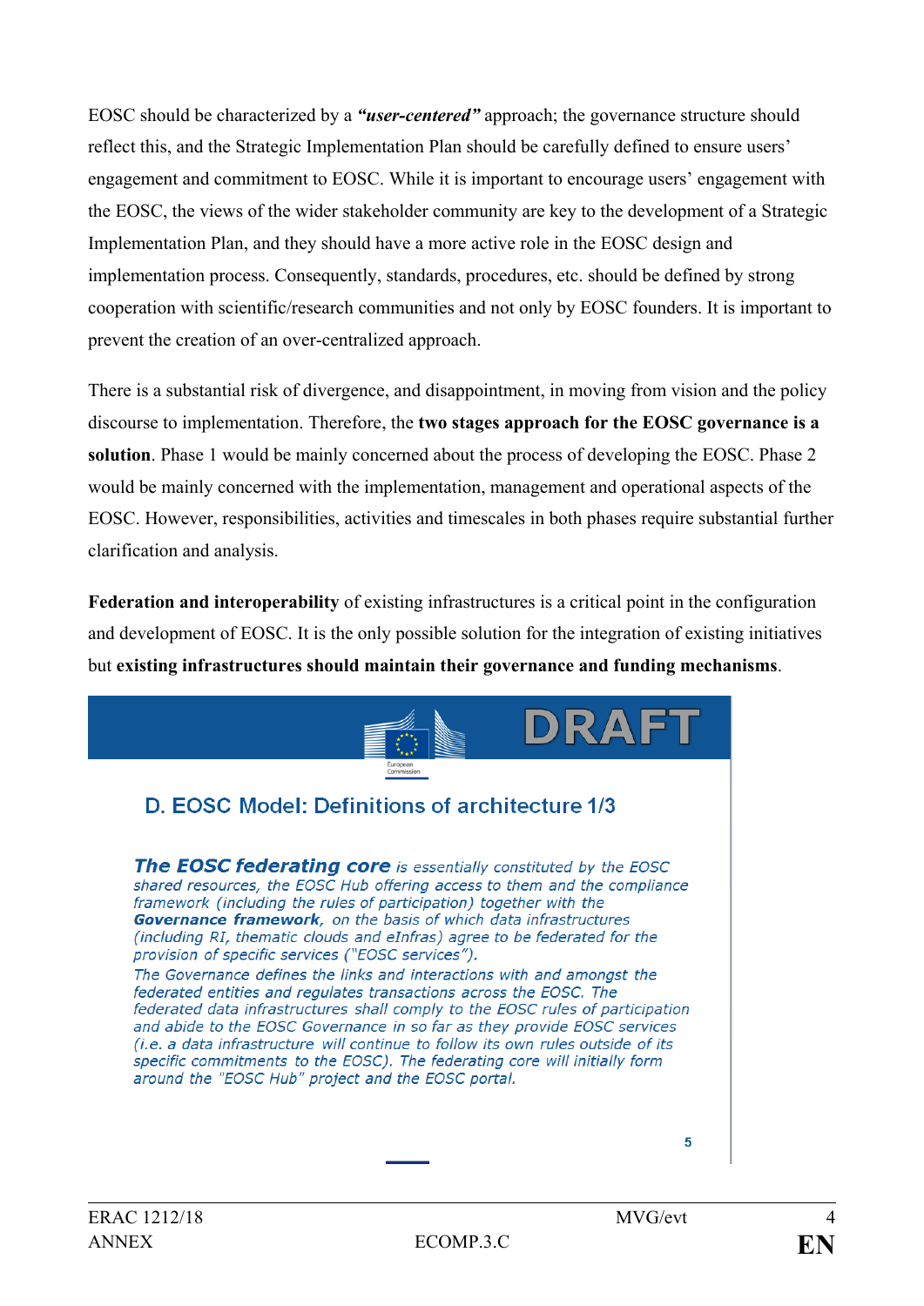EOSC should be characterized by a ***"user-centered"*** approach; the governance structure should reflect this, and the Strategic Implementation Plan should be carefully defined to ensure users' engagement and commitment to EOSC. While it is important to encourage users' engagement with the EOSC, the views of the wider stakeholder community are key to the development of a Strategic Implementation Plan, and they should have a more active role in the EOSC design and implementation process. Consequently, standards, procedures, etc. should be defined by strong cooperation with scientific/research communities and not only by EOSC founders. It is important to prevent the creation of an over-centralized approach.

There is a substantial risk of divergence, and disappointment, in moving from vision and the policy discourse to implementation. Therefore, the **two stages approach for the EOSC governance is a solution**. Phase 1 would be mainly concerned about the process of developing the EOSC. Phase 2 would be mainly concerned with the implementation, management and operational aspects of the EOSC. However, responsibilities, activities and timescales in both phases require substantial further clarification and analysis.

**Federation and interoperability** of existing infrastructures is a critical point in the configuration and development of EOSC. It is the only possible solution for the integration of existing initiatives but **existing infrastructures should maintain their governance and funding mechanisms**.

DRAFT

European Commission

## D. EOSC Model: Definitions of architecture 1/3

***The EOSC federating core*** *is essentially constituted by the EOSC shared resources, the EOSC Hub offering access to them and the compliance framework (including the rules of participation) together with the* ***Governance framework****, on the basis of which data infrastructures (including RI, thematic clouds and eInfras) agree to be federated for the provision of specific services ("EOSC services").*

*The Governance defines the links and interactions with and amongst the federated entities and regulates transactions across the EOSC. The federated data infrastructures shall comply to the EOSC rules of participation and abide to the EOSC Governance in so far as they provide EOSC services (i.e. a data infrastructure will continue to follow its own rules outside of its specific commitments to the EOSC). The federating core will initially form around the "EOSC Hub" project and the EOSC portal.*

5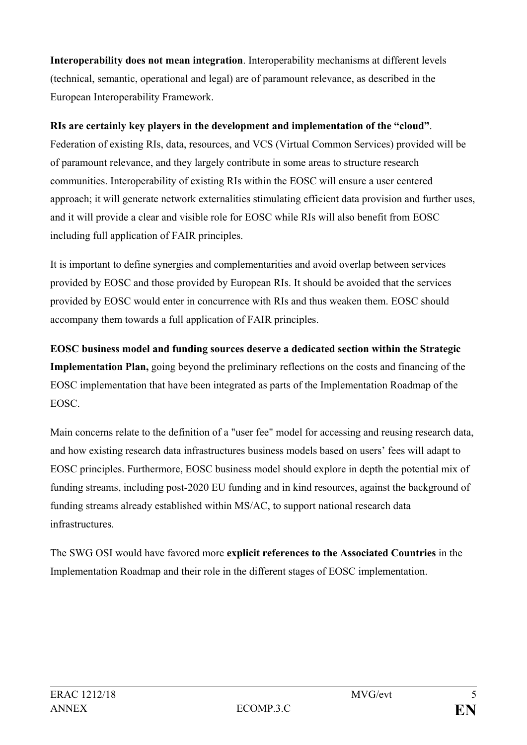**Interoperability does not mean integration**. Interoperability mechanisms at different levels (technical, semantic, operational and legal) are of paramount relevance, as described in the European Interoperability Framework.

**RIs are certainly key players in the development and implementation of the "cloud"**. Federation of existing RIs, data, resources, and VCS (Virtual Common Services) provided will be of paramount relevance, and they largely contribute in some areas to structure research communities. Interoperability of existing RIs within the EOSC will ensure a user centered approach; it will generate network externalities stimulating efficient data provision and further uses, and it will provide a clear and visible role for EOSC while RIs will also benefit from EOSC including full application of FAIR principles.

It is important to define synergies and complementarities and avoid overlap between services provided by EOSC and those provided by European RIs. It should be avoided that the services provided by EOSC would enter in concurrence with RIs and thus weaken them. EOSC should accompany them towards a full application of FAIR principles.

**EOSC business model and funding sources deserve a dedicated section within the Strategic Implementation Plan,** going beyond the preliminary reflections on the costs and financing of the EOSC implementation that have been integrated as parts of the Implementation Roadmap of the EOSC.

Main concerns relate to the definition of a "user fee" model for accessing and reusing research data, and how existing research data infrastructures business models based on users' fees will adapt to EOSC principles. Furthermore, EOSC business model should explore in depth the potential mix of funding streams, including post-2020 EU funding and in kind resources, against the background of funding streams already established within MS/AC, to support national research data infrastructures.

The SWG OSI would have favored more **explicit references to the Associated Countries** in the Implementation Roadmap and their role in the different stages of EOSC implementation.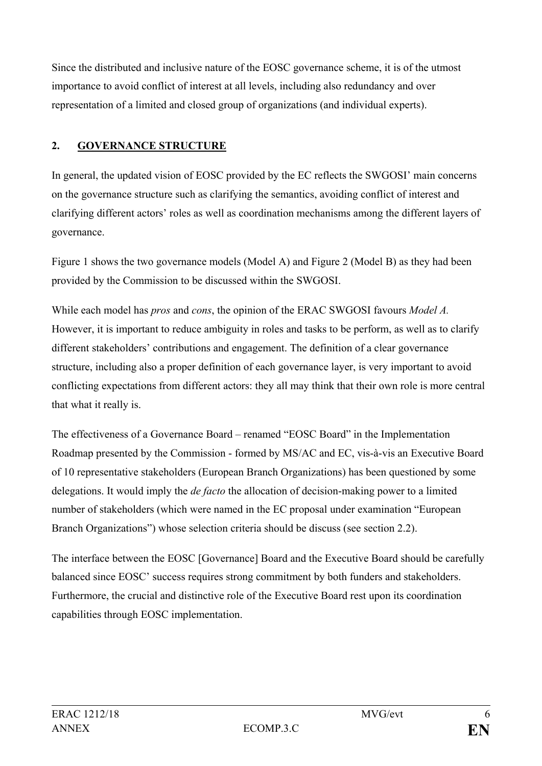Since the distributed and inclusive nature of the EOSC governance scheme, it is of the utmost importance to avoid conflict of interest at all levels, including also redundancy and over representation of a limited and closed group of organizations (and individual experts).

## 2. GOVERNANCE STRUCTURE

In general, the updated vision of EOSC provided by the EC reflects the SWGOSI' main concerns on the governance structure such as clarifying the semantics, avoiding conflict of interest and clarifying different actors' roles as well as coordination mechanisms among the different layers of governance.

Figure 1 shows the two governance models (Model A) and Figure 2 (Model B) as they had been provided by the Commission to be discussed within the SWGOSI.

While each model has *pros* and *cons*, the opinion of the ERAC SWGOSI favours *Model A.* However, it is important to reduce ambiguity in roles and tasks to be perform, as well as to clarify different stakeholders' contributions and engagement. The definition of a clear governance structure, including also a proper definition of each governance layer, is very important to avoid conflicting expectations from different actors: they all may think that their own role is more central that what it really is.

The effectiveness of a Governance Board – renamed "EOSC Board" in the Implementation Roadmap presented by the Commission - formed by MS/AC and EC, vis-à-vis an Executive Board of 10 representative stakeholders (European Branch Organizations) has been questioned by some delegations. It would imply the *de facto* the allocation of decision-making power to a limited number of stakeholders (which were named in the EC proposal under examination "European Branch Organizations") whose selection criteria should be discuss (see section 2.2).

The interface between the EOSC [Governance] Board and the Executive Board should be carefully balanced since EOSC' success requires strong commitment by both funders and stakeholders. Furthermore, the crucial and distinctive role of the Executive Board rest upon its coordination capabilities through EOSC implementation.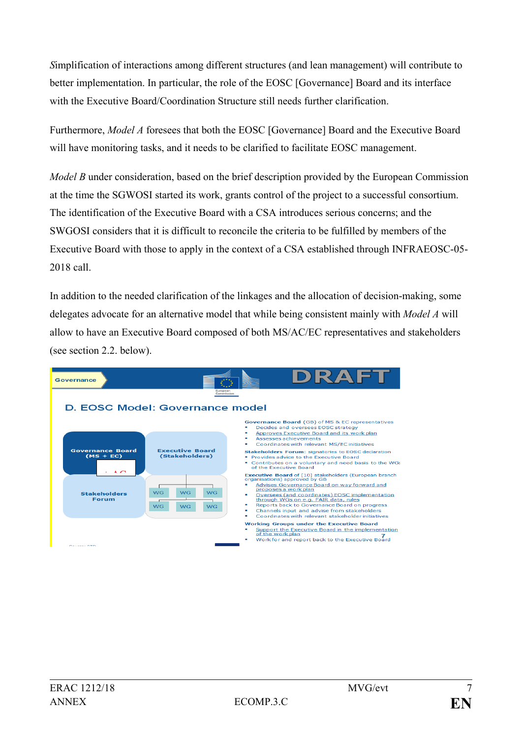Simplification of interactions among different structures (and lean management) will contribute to better implementation. In particular, the role of the EOSC [Governance] Board and its interface with the Executive Board/Coordination Structure still needs further clarification.

Furthermore, *Model A* foresees that both the EOSC [Governance] Board and the Executive Board will have monitoring tasks, and it needs to be clarified to facilitate EOSC management.

*Model B* under consideration, based on the brief description provided by the European Commission at the time the SGWOSI started its work, grants control of the project to a successful consortium. The identification of the Executive Board with a CSA introduces serious concerns; and the SWGOSI considers that it is difficult to reconcile the criteria to be fulfilled by members of the Executive Board with those to apply in the context of a CSA established through INFRAEOSC-05-2018 call.

In addition to the needed clarification of the linkages and the allocation of decision-making, some delegates advocate for an alternative model that while being consistent mainly with *Model A* will allow to have an Executive Board composed of both MS/AC/EC representatives and stakeholders (see section 2.2. below).

Governance

DRAFT

## D. EOSC Model: Governance model

Governance Board (MS + EC)

Executive Board (Stakeholders)

Stakeholders Forum

WG WG WG

WG WG WG

**Governance Board** (GB) of MS & EC representatives
- Decides and oversees EOSC strategy
- Approves Executive Board and its work plan
- Assesses achievements
- Coordinates with relevant MS/EC initiatives

**Stakeholders Forum**: signatories to EOSC declaration
- Provides advice to the Executive Board
- Contributes on a voluntary and need basis to the WGs of the Executive Board

**Executive Board** of [10] stakeholders (European branch organisations) approved by GB
- Advises Governance Board on way forward and proposes a work plan
- Oversees (and coordinates) EOSC implementation through WGs on e.g. FAIR data, rules
- Reports back to Governance Board on progress
- Channels input and advise from stakeholders
- Coordinates with relevant stakeholder initiatives

**Working Groups under the Executive Board**
- Support the Executive Board in the implementation of the work plan
- Work for and report back to the Executive Board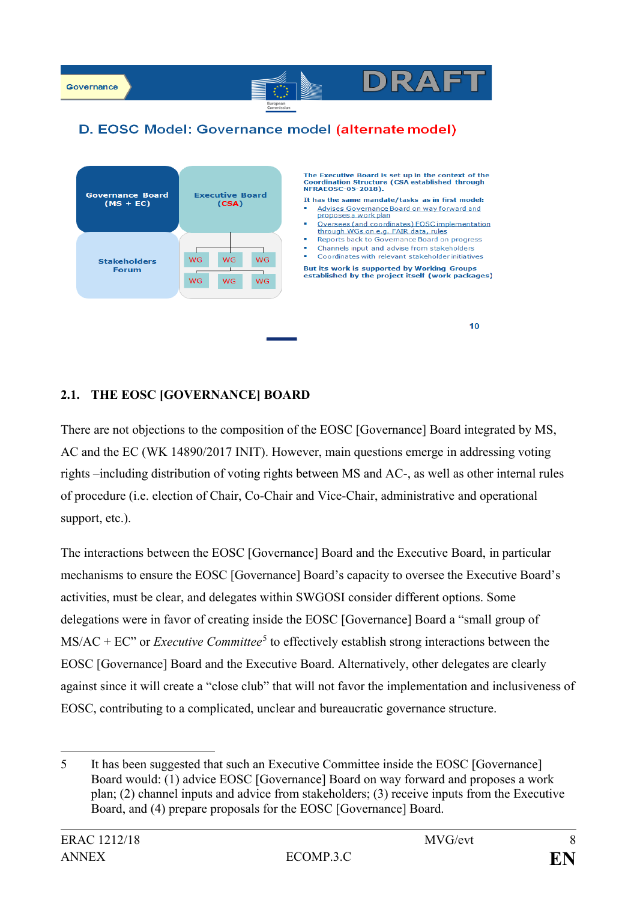Governance

DRAFT

## D. EOSC Model: Governance model (alternate model)

Governance Board (MS + EC)

Executive Board (CSA)

Stakeholders Forum

WG WG WG
WG WG WG

The Executive Board is set up in the context of the Coordination Structure (CSA established through NFRAEOSC-05-2018).

It has the same mandate/tasks as in first model:

- Advises Governance Board on way forward and proposes a work plan
- Oversees (and coordinates) EOSC implementation through WGs on e.g. FAIR data, rules
- Reports back to Governance Board on progress
- Channels input and advise from stakeholders
- Coordinates with relevant stakeholder initiatives

But its work is supported by Working Groups established by the project itself (work packages)

10

### 2.1. THE EOSC [GOVERNANCE] BOARD

There are not objections to the composition of the EOSC [Governance] Board integrated by MS, AC and the EC (WK 14890/2017 INIT). However, main questions emerge in addressing voting rights –including distribution of voting rights between MS and AC-, as well as other internal rules of procedure (i.e. election of Chair, Co-Chair and Vice-Chair, administrative and operational support, etc.).

The interactions between the EOSC [Governance] Board and the Executive Board, in particular mechanisms to ensure the EOSC [Governance] Board's capacity to oversee the Executive Board's activities, must be clear, and delegates within SWGOSI consider different options. Some delegations were in favor of creating inside the EOSC [Governance] Board a "small group of MS/AC + EC" or *Executive Committee*[5] to effectively establish strong interactions between the EOSC [Governance] Board and the Executive Board. Alternatively, other delegates are clearly against since it will create a "close club" that will not favor the implementation and inclusiveness of EOSC, contributing to a complicated, unclear and bureaucratic governance structure.

5 It has been suggested that such an Executive Committee inside the EOSC [Governance] Board would: (1) advice EOSC [Governance] Board on way forward and proposes a work plan; (2) channel inputs and advice from stakeholders; (3) receive inputs from the Executive Board, and (4) prepare proposals for the EOSC [Governance] Board.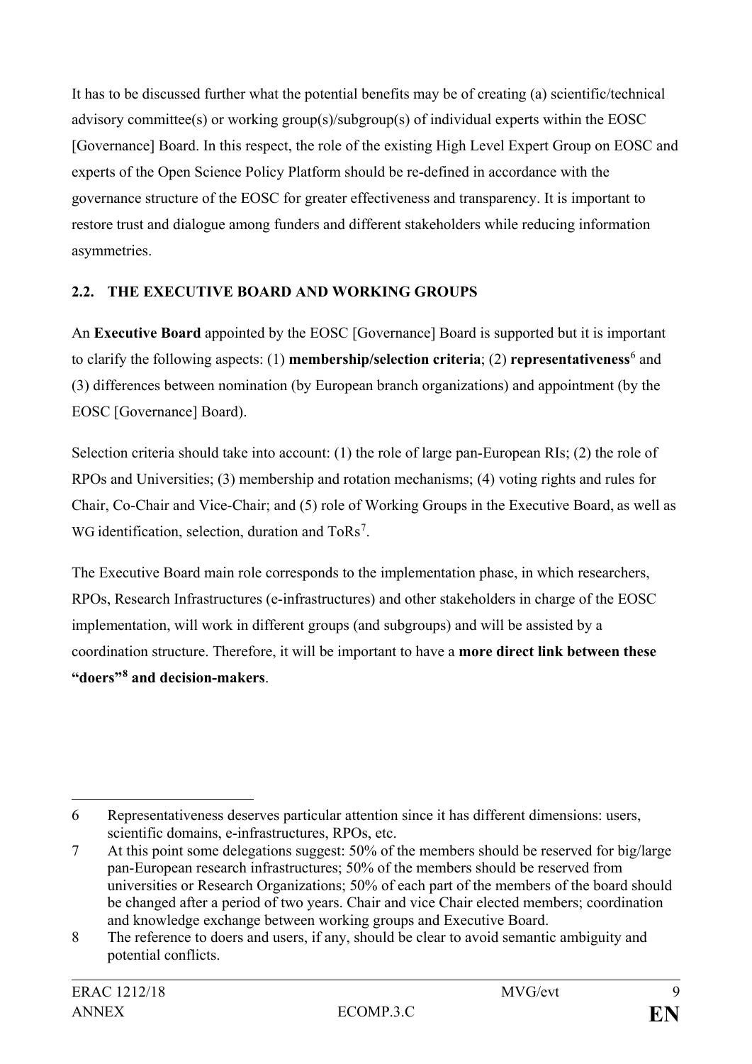It has to be discussed further what the potential benefits may be of creating (a) scientific/technical advisory committee(s) or working group(s)/subgroup(s) of individual experts within the EOSC [Governance] Board. In this respect, the role of the existing High Level Expert Group on EOSC and experts of the Open Science Policy Platform should be re-defined in accordance with the governance structure of the EOSC for greater effectiveness and transparency. It is important to restore trust and dialogue among funders and different stakeholders while reducing information asymmetries.

## 2.2. THE EXECUTIVE BOARD AND WORKING GROUPS

An **Executive Board** appointed by the EOSC [Governance] Board is supported but it is important to clarify the following aspects: (1) **membership/selection criteria**; (2) **representativeness**[6] and (3) differences between nomination (by European branch organizations) and appointment (by the EOSC [Governance] Board).

Selection criteria should take into account: (1) the role of large pan-European RIs; (2) the role of RPOs and Universities; (3) membership and rotation mechanisms; (4) voting rights and rules for Chair, Co-Chair and Vice-Chair; and (5) role of Working Groups in the Executive Board, as well as WG identification, selection, duration and ToRs[7].

The Executive Board main role corresponds to the implementation phase, in which researchers, RPOs, Research Infrastructures (e-infrastructures) and other stakeholders in charge of the EOSC implementation, will work in different groups (and subgroups) and will be assisted by a coordination structure. Therefore, it will be important to have a **more direct link between these "doers"[8] and decision-makers**.

---

6 Representativeness deserves particular attention since it has different dimensions: users, scientific domains, e-infrastructures, RPOs, etc.

7 At this point some delegations suggest: 50% of the members should be reserved for big/large pan-European research infrastructures; 50% of the members should be reserved from universities or Research Organizations; 50% of each part of the members of the board should be changed after a period of two years. Chair and vice Chair elected members; coordination and knowledge exchange between working groups and Executive Board.

8 The reference to doers and users, if any, should be clear to avoid semantic ambiguity and potential conflicts.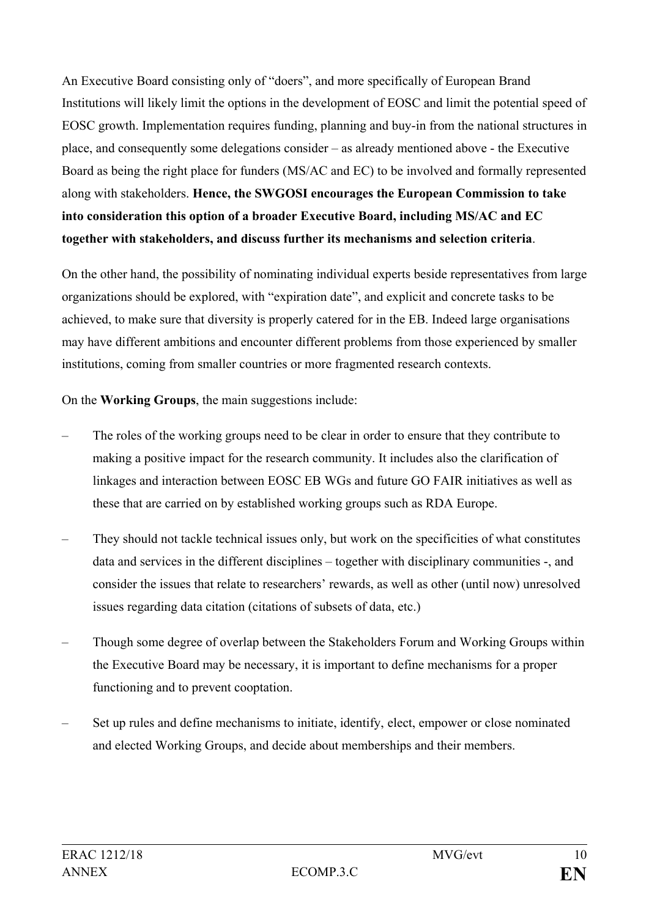An Executive Board consisting only of "doers", and more specifically of European Brand Institutions will likely limit the options in the development of EOSC and limit the potential speed of EOSC growth. Implementation requires funding, planning and buy-in from the national structures in place, and consequently some delegations consider – as already mentioned above - the Executive Board as being the right place for funders (MS/AC and EC) to be involved and formally represented along with stakeholders. **Hence, the SWGOSI encourages the European Commission to take into consideration this option of a broader Executive Board, including MS/AC and EC together with stakeholders, and discuss further its mechanisms and selection criteria**.

On the other hand, the possibility of nominating individual experts beside representatives from large organizations should be explored, with "expiration date", and explicit and concrete tasks to be achieved, to make sure that diversity is properly catered for in the EB. Indeed large organisations may have different ambitions and encounter different problems from those experienced by smaller institutions, coming from smaller countries or more fragmented research contexts.

On the **Working Groups**, the main suggestions include:

– The roles of the working groups need to be clear in order to ensure that they contribute to making a positive impact for the research community. It includes also the clarification of linkages and interaction between EOSC EB WGs and future GO FAIR initiatives as well as these that are carried on by established working groups such as RDA Europe.

– They should not tackle technical issues only, but work on the specificities of what constitutes data and services in the different disciplines – together with disciplinary communities -, and consider the issues that relate to researchers' rewards, as well as other (until now) unresolved issues regarding data citation (citations of subsets of data, etc.)

– Though some degree of overlap between the Stakeholders Forum and Working Groups within the Executive Board may be necessary, it is important to define mechanisms for a proper functioning and to prevent cooptation.

– Set up rules and define mechanisms to initiate, identify, elect, empower or close nominated and elected Working Groups, and decide about memberships and their members.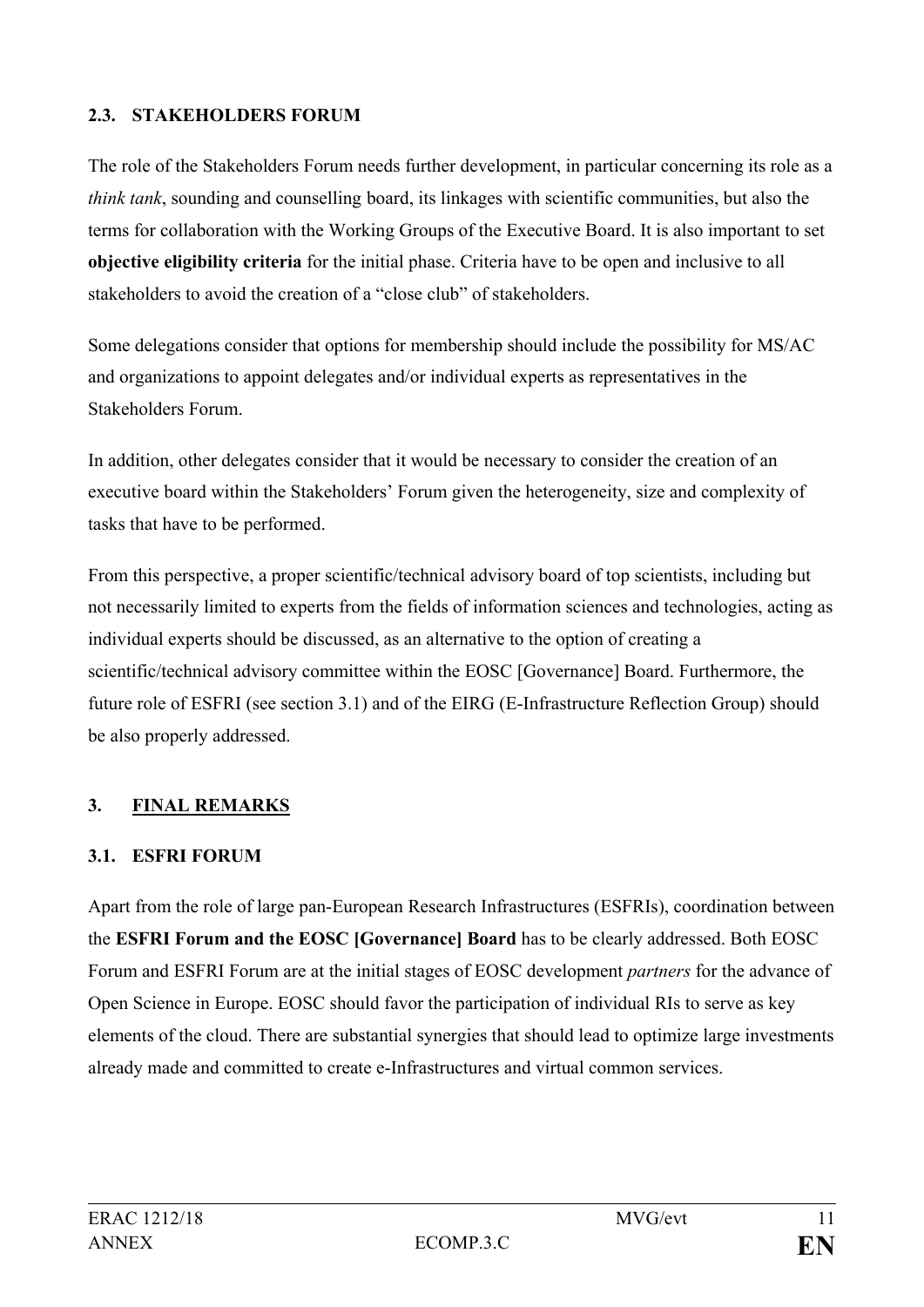### 2.3. STAKEHOLDERS FORUM

The role of the Stakeholders Forum needs further development, in particular concerning its role as a *think tank*, sounding and counselling board, its linkages with scientific communities, but also the terms for collaboration with the Working Groups of the Executive Board. It is also important to set **objective eligibility criteria** for the initial phase. Criteria have to be open and inclusive to all stakeholders to avoid the creation of a "close club" of stakeholders.

Some delegations consider that options for membership should include the possibility for MS/AC and organizations to appoint delegates and/or individual experts as representatives in the Stakeholders Forum.

In addition, other delegates consider that it would be necessary to consider the creation of an executive board within the Stakeholders' Forum given the heterogeneity, size and complexity of tasks that have to be performed.

From this perspective, a proper scientific/technical advisory board of top scientists, including but not necessarily limited to experts from the fields of information sciences and technologies, acting as individual experts should be discussed, as an alternative to the option of creating a scientific/technical advisory committee within the EOSC [Governance] Board. Furthermore, the future role of ESFRI (see section 3.1) and of the EIRG (E-Infrastructure Reflection Group) should be also properly addressed.

## 3. FINAL REMARKS

### 3.1. ESFRI FORUM

Apart from the role of large pan-European Research Infrastructures (ESFRIs), coordination between the **ESFRI Forum and the EOSC [Governance] Board** has to be clearly addressed. Both EOSC Forum and ESFRI Forum are at the initial stages of EOSC development *partners* for the advance of Open Science in Europe. EOSC should favor the participation of individual RIs to serve as key elements of the cloud. There are substantial synergies that should lead to optimize large investments already made and committed to create e-Infrastructures and virtual common services.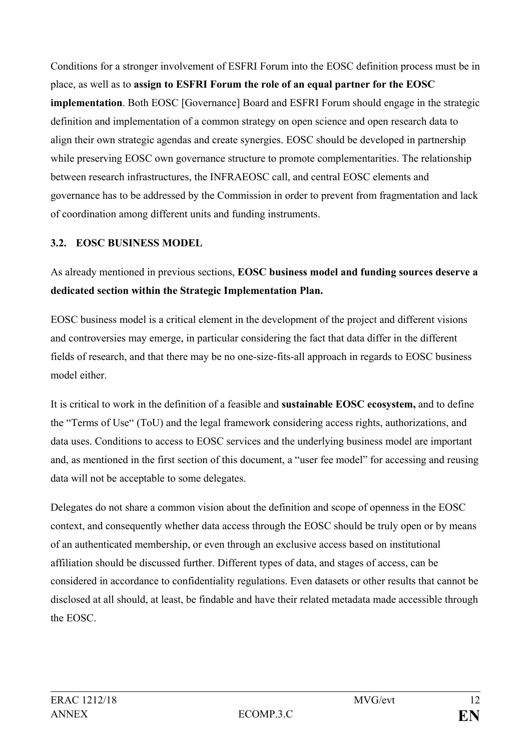Conditions for a stronger involvement of ESFRI Forum into the EOSC definition process must be in place, as well as to **assign to ESFRI Forum the role of an equal partner for the EOSC implementation**. Both EOSC [Governance] Board and ESFRI Forum should engage in the strategic definition and implementation of a common strategy on open science and open research data to align their own strategic agendas and create synergies. EOSC should be developed in partnership while preserving EOSC own governance structure to promote complementarities. The relationship between research infrastructures, the INFRAEOSC call, and central EOSC elements and governance has to be addressed by the Commission in order to prevent from fragmentation and lack of coordination among different units and funding instruments.

### 3.2. EOSC BUSINESS MODEL

As already mentioned in previous sections, **EOSC business model and funding sources deserve a dedicated section within the Strategic Implementation Plan.**

EOSC business model is a critical element in the development of the project and different visions and controversies may emerge, in particular considering the fact that data differ in the different fields of research, and that there may be no one-size-fits-all approach in regards to EOSC business model either.

It is critical to work in the definition of a feasible and **sustainable EOSC ecosystem,** and to define the "Terms of Use" (ToU) and the legal framework considering access rights, authorizations, and data uses. Conditions to access to EOSC services and the underlying business model are important and, as mentioned in the first section of this document, a "user fee model" for accessing and reusing data will not be acceptable to some delegates.

Delegates do not share a common vision about the definition and scope of openness in the EOSC context, and consequently whether data access through the EOSC should be truly open or by means of an authenticated membership, or even through an exclusive access based on institutional affiliation should be discussed further. Different types of data, and stages of access, can be considered in accordance to confidentiality regulations. Even datasets or other results that cannot be disclosed at all should, at least, be findable and have their related metadata made accessible through the EOSC.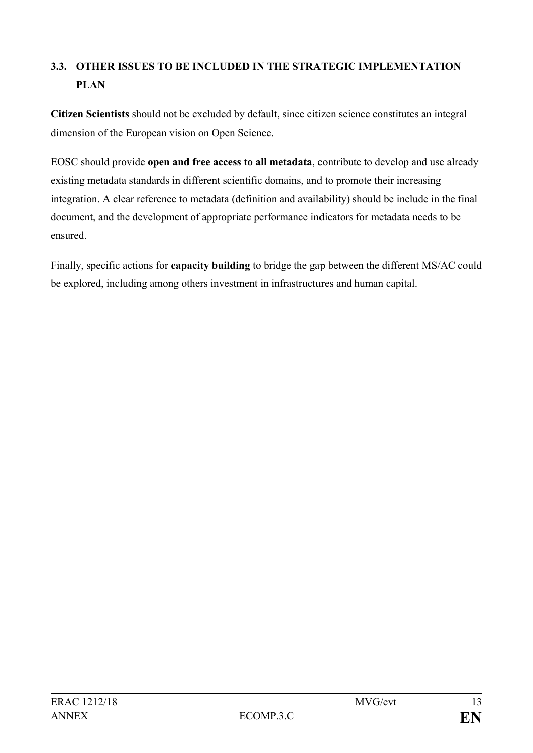### 3.3. OTHER ISSUES TO BE INCLUDED IN THE STRATEGIC IMPLEMENTATION PLAN

**Citizen Scientists** should not be excluded by default, since citizen science constitutes an integral dimension of the European vision on Open Science.

EOSC should provide **open and free access to all metadata**, contribute to develop and use already existing metadata standards in different scientific domains, and to promote their increasing integration. A clear reference to metadata (definition and availability) should be include in the final document, and the development of appropriate performance indicators for metadata needs to be ensured.

Finally, specific actions for **capacity building** to bridge the gap between the different MS/AC could be explored, including among others investment in infrastructures and human capital.